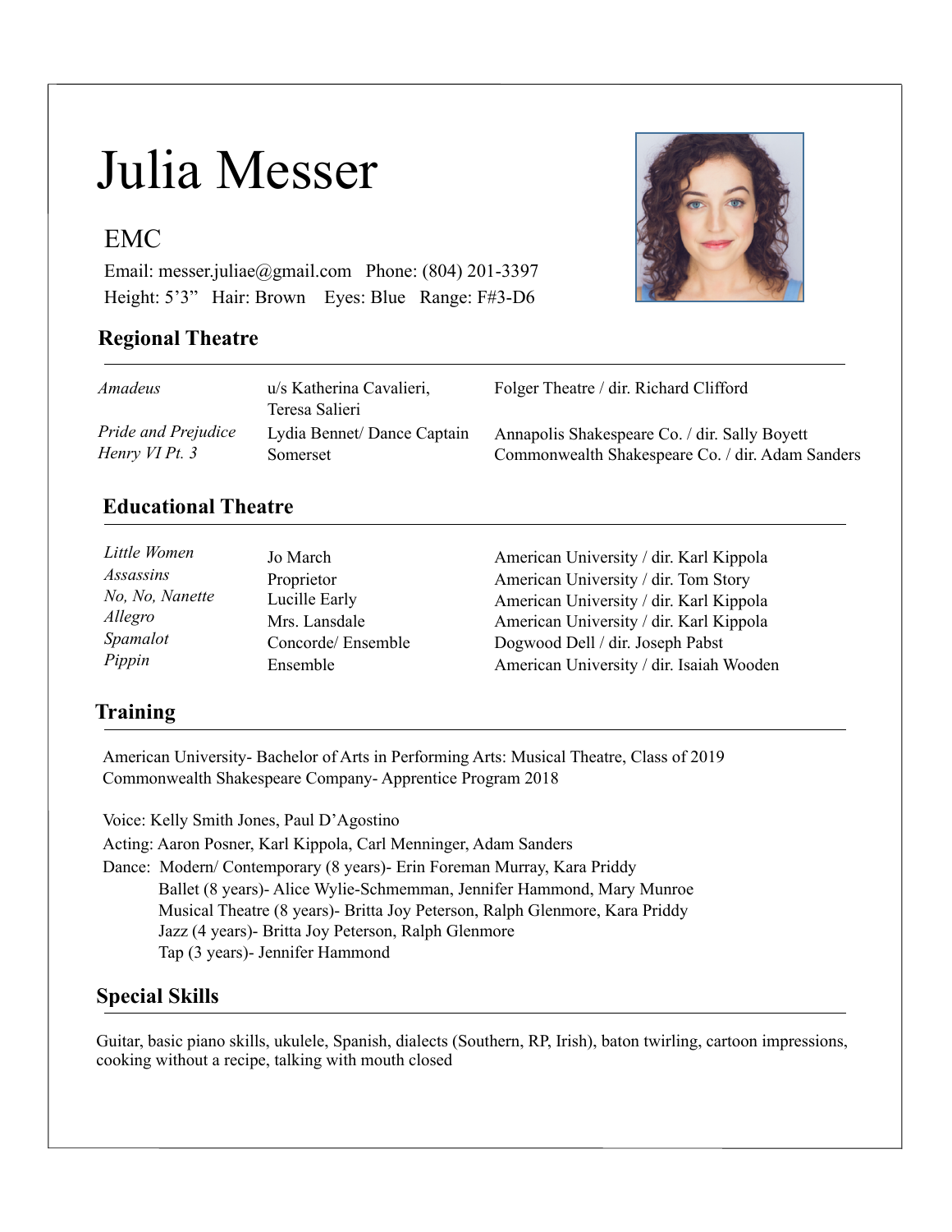# Julia Messer

EMC

Email: messer.juliae@gmail.com   Phone: (804) 201-3397

Height: 5’3”   Hair: Brown   Eyes: Blue   Range: F#3-D6

## Regional Theatre

| | | |
|---|---|---|
| *Amadeus* | u/s Katherina Cavalieri, Teresa Salieri | Folger Theatre / dir. Richard Clifford |
| *Pride and Prejudice* | Lydia Bennet/ Dance Captain | Annapolis Shakespeare Co. / dir. Sally Boyett |
| *Henry VI Pt. 3* | Somerset | Commonwealth Shakespeare Co. / dir. Adam Sanders |

## Educational Theatre

| | | |
|---|---|---|
| *Little Women* | Jo March | American University / dir. Karl Kippola |
| *Assassins* | Proprietor | American University / dir. Tom Story |
| *No, No, Nanette* | Lucille Early | American University / dir. Karl Kippola |
| *Allegro* | Mrs. Lansdale | American University / dir. Karl Kippola |
| *Spamalot* | Concorde/ Ensemble | Dogwood Dell / dir. Joseph Pabst |
| *Pippin* | Ensemble | American University / dir. Isaiah Wooden |

## Training

American University- Bachelor of Arts in Performing Arts: Musical Theatre, Class of 2019
Commonwealth Shakespeare Company- Apprentice Program 2018

Voice: Kelly Smith Jones, Paul D’Agostino
Acting: Aaron Posner, Karl Kippola, Carl Menninger, Adam Sanders
Dance: Modern/ Contemporary (8 years)- Erin Foreman Murray, Kara Priddy
Ballet (8 years)- Alice Wylie-Schmemman, Jennifer Hammond, Mary Munroe
Musical Theatre (8 years)- Britta Joy Peterson, Ralph Glenmore, Kara Priddy
Jazz (4 years)- Britta Joy Peterson, Ralph Glenmore
Tap (3 years)- Jennifer Hammond

## Special Skills

Guitar, basic piano skills, ukulele, Spanish, dialects (Southern, RP, Irish), baton twirling, cartoon impressions, cooking without a recipe, talking with mouth closed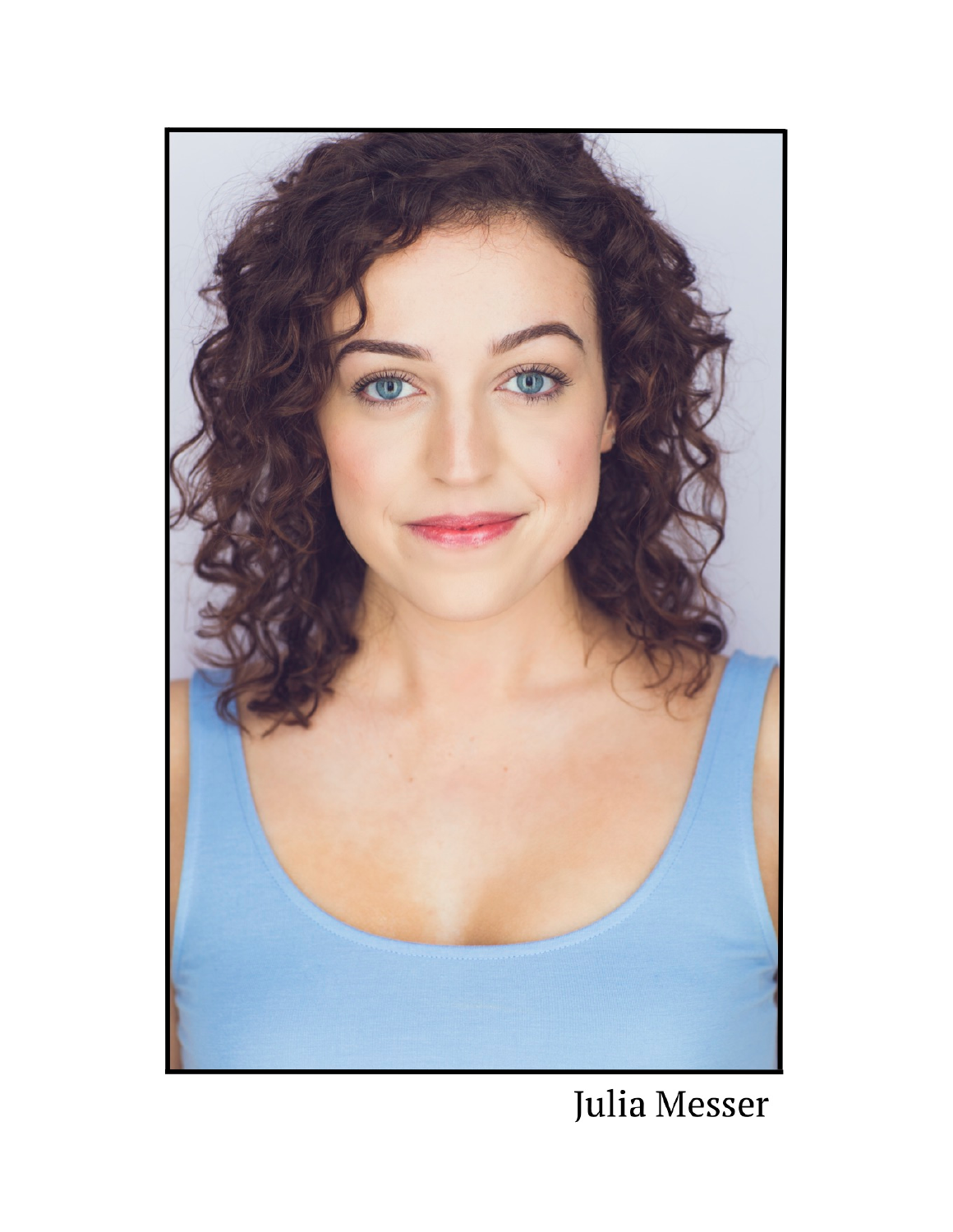Julia Messer